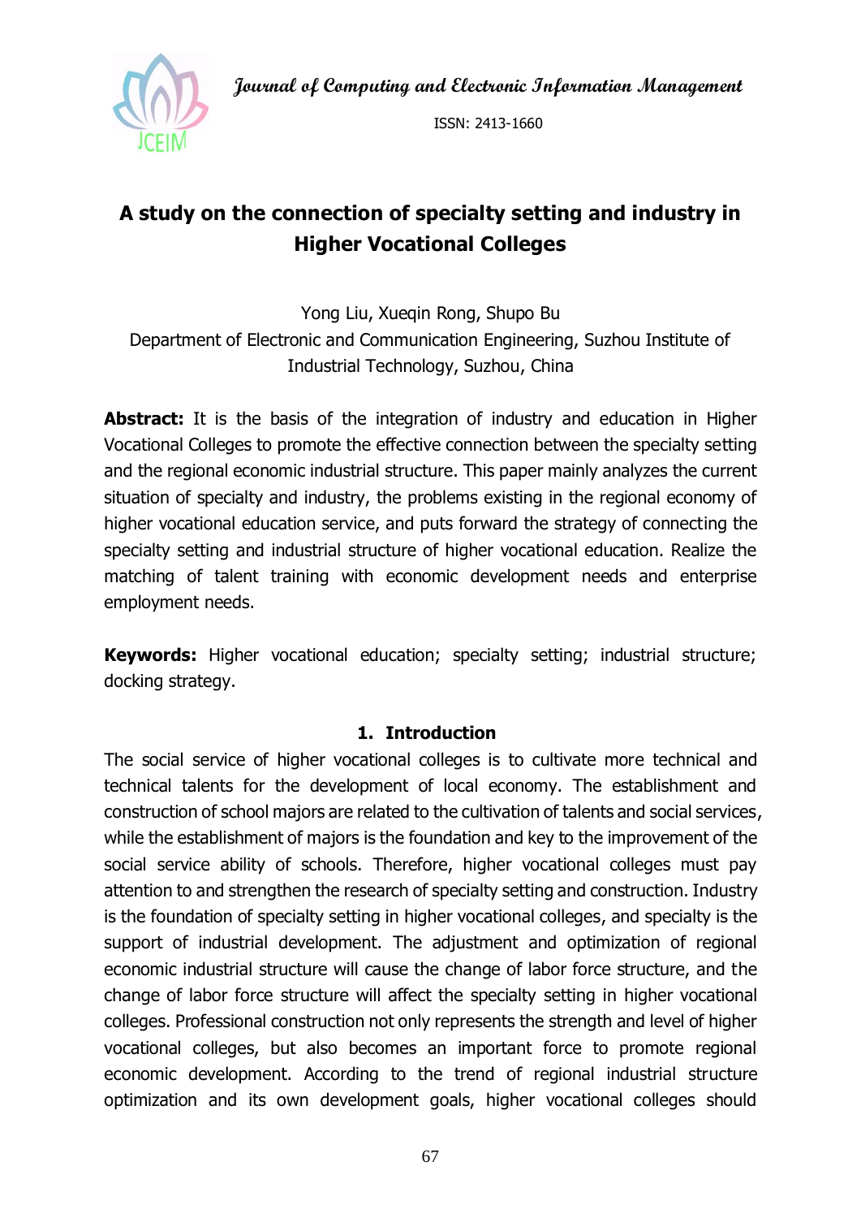# A study on the connection of specialty setting and industry in Higher Vocational Colleges

Yong Liu, Xueqin Rong, Shupo Bu

Department of Electronic and Communication Engineering, Suzhou Institute of Industrial Technology, Suzhou, China

**Abstract:** It is the basis of the integration of industry and education in Higher Vocational Colleges to promote the effective connection between the specialty setting and the regional economic industrial structure. This paper mainly analyzes the current situation of specialty and industry, the problems existing in the regional economy of higher vocational education service, and puts forward the strategy of connecting the specialty setting and industrial structure of higher vocational education. Realize the matching of talent training with economic development needs and enterprise employment needs.

**Keywords:** Higher vocational education; specialty setting; industrial structure; docking strategy.

## 1. Introduction

The social service of higher vocational colleges is to cultivate more technical and technical talents for the development of local economy. The establishment and construction of school majors are related to the cultivation of talents and social services, while the establishment of majors is the foundation and key to the improvement of the social service ability of schools. Therefore, higher vocational colleges must pay attention to and strengthen the research of specialty setting and construction. Industry is the foundation of specialty setting in higher vocational colleges, and specialty is the support of industrial development. The adjustment and optimization of regional economic industrial structure will cause the change of labor force structure, and the change of labor force structure will affect the specialty setting in higher vocational colleges. Professional construction not only represents the strength and level of higher vocational colleges, but also becomes an important force to promote regional economic development. According to the trend of regional industrial structure optimization and its own development goals, higher vocational colleges should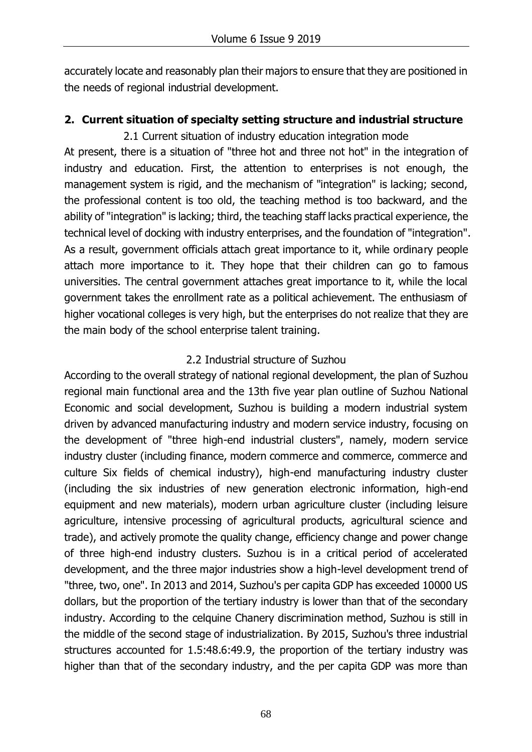accurately locate and reasonably plan their majors to ensure that they are positioned in the needs of regional industrial development.

## 2. Current situation of specialty setting structure and industrial structure

### 2.1 Current situation of industry education integration mode

At present, there is a situation of "three hot and three not hot" in the integration of industry and education. First, the attention to enterprises is not enough, the management system is rigid, and the mechanism of "integration" is lacking; second, the professional content is too old, the teaching method is too backward, and the ability of "integration" is lacking; third, the teaching staff lacks practical experience, the technical level of docking with industry enterprises, and the foundation of "integration". As a result, government officials attach great importance to it, while ordinary people attach more importance to it. They hope that their children can go to famous universities. The central government attaches great importance to it, while the local government takes the enrollment rate as a political achievement. The enthusiasm of higher vocational colleges is very high, but the enterprises do not realize that they are the main body of the school enterprise talent training.

### 2.2 Industrial structure of Suzhou

According to the overall strategy of national regional development, the plan of Suzhou regional main functional area and the 13th five year plan outline of Suzhou National Economic and social development, Suzhou is building a modern industrial system driven by advanced manufacturing industry and modern service industry, focusing on the development of "three high-end industrial clusters", namely, modern service industry cluster (including finance, modern commerce and commerce, commerce and culture Six fields of chemical industry), high-end manufacturing industry cluster (including the six industries of new generation electronic information, high-end equipment and new materials), modern urban agriculture cluster (including leisure agriculture, intensive processing of agricultural products, agricultural science and trade), and actively promote the quality change, efficiency change and power change of three high-end industry clusters. Suzhou is in a critical period of accelerated development, and the three major industries show a high-level development trend of "three, two, one". In 2013 and 2014, Suzhou's per capita GDP has exceeded 10000 US dollars, but the proportion of the tertiary industry is lower than that of the secondary industry. According to the celquine Chanery discrimination method, Suzhou is still in the middle of the second stage of industrialization. By 2015, Suzhou's three industrial structures accounted for 1.5:48.6:49.9, the proportion of the tertiary industry was higher than that of the secondary industry, and the per capita GDP was more than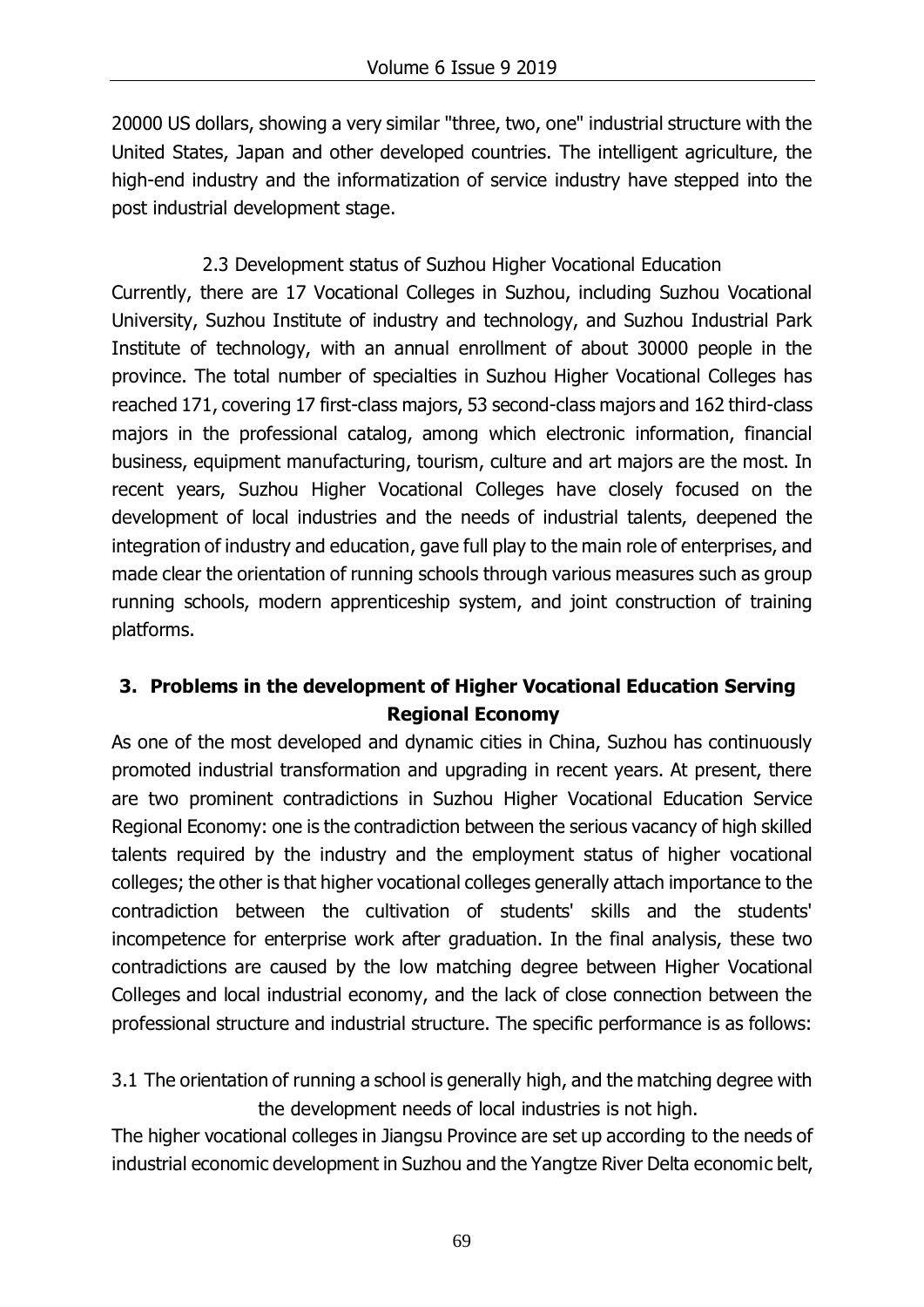20000 US dollars, showing a very similar "three, two, one" industrial structure with the United States, Japan and other developed countries. The intelligent agriculture, the high-end industry and the informatization of service industry have stepped into the post industrial development stage.

### 2.3 Development status of Suzhou Higher Vocational Education

Currently, there are 17 Vocational Colleges in Suzhou, including Suzhou Vocational University, Suzhou Institute of industry and technology, and Suzhou Industrial Park Institute of technology, with an annual enrollment of about 30000 people in the province. The total number of specialties in Suzhou Higher Vocational Colleges has reached 171, covering 17 first-class majors, 53 second-class majors and 162 third-class majors in the professional catalog, among which electronic information, financial business, equipment manufacturing, tourism, culture and art majors are the most. In recent years, Suzhou Higher Vocational Colleges have closely focused on the development of local industries and the needs of industrial talents, deepened the integration of industry and education, gave full play to the main role of enterprises, and made clear the orientation of running schools through various measures such as group running schools, modern apprenticeship system, and joint construction of training platforms.

## 3. Problems in the development of Higher Vocational Education Serving Regional Economy

As one of the most developed and dynamic cities in China, Suzhou has continuously promoted industrial transformation and upgrading in recent years. At present, there are two prominent contradictions in Suzhou Higher Vocational Education Service Regional Economy: one is the contradiction between the serious vacancy of high skilled talents required by the industry and the employment status of higher vocational colleges; the other is that higher vocational colleges generally attach importance to the contradiction between the cultivation of students' skills and the students' incompetence for enterprise work after graduation. In the final analysis, these two contradictions are caused by the low matching degree between Higher Vocational Colleges and local industrial economy, and the lack of close connection between the professional structure and industrial structure. The specific performance is as follows:

### 3.1 The orientation of running a school is generally high, and the matching degree with the development needs of local industries is not high.

The higher vocational colleges in Jiangsu Province are set up according to the needs of industrial economic development in Suzhou and the Yangtze River Delta economic belt,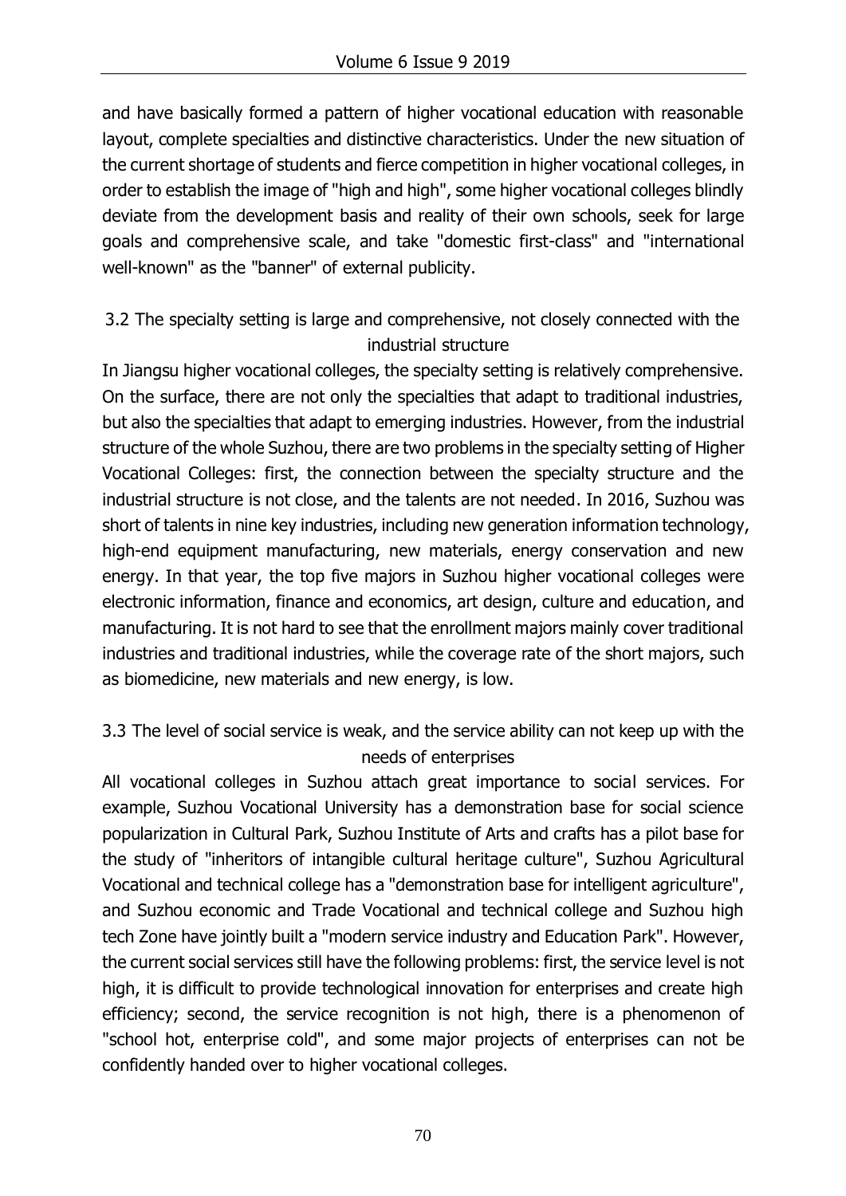and have basically formed a pattern of higher vocational education with reasonable layout, complete specialties and distinctive characteristics. Under the new situation of the current shortage of students and fierce competition in higher vocational colleges, in order to establish the image of "high and high", some higher vocational colleges blindly deviate from the development basis and reality of their own schools, seek for large goals and comprehensive scale, and take "domestic first-class" and "international well-known" as the "banner" of external publicity.

### 3.2 The specialty setting is large and comprehensive, not closely connected with the industrial structure

In Jiangsu higher vocational colleges, the specialty setting is relatively comprehensive. On the surface, there are not only the specialties that adapt to traditional industries, but also the specialties that adapt to emerging industries. However, from the industrial structure of the whole Suzhou, there are two problems in the specialty setting of Higher Vocational Colleges: first, the connection between the specialty structure and the industrial structure is not close, and the talents are not needed. In 2016, Suzhou was short of talents in nine key industries, including new generation information technology, high-end equipment manufacturing, new materials, energy conservation and new energy. In that year, the top five majors in Suzhou higher vocational colleges were electronic information, finance and economics, art design, culture and education, and manufacturing. It is not hard to see that the enrollment majors mainly cover traditional industries and traditional industries, while the coverage rate of the short majors, such as biomedicine, new materials and new energy, is low.

### 3.3 The level of social service is weak, and the service ability can not keep up with the needs of enterprises

All vocational colleges in Suzhou attach great importance to social services. For example, Suzhou Vocational University has a demonstration base for social science popularization in Cultural Park, Suzhou Institute of Arts and crafts has a pilot base for the study of "inheritors of intangible cultural heritage culture", Suzhou Agricultural Vocational and technical college has a "demonstration base for intelligent agriculture", and Suzhou economic and Trade Vocational and technical college and Suzhou high tech Zone have jointly built a "modern service industry and Education Park". However, the current social services still have the following problems: first, the service level is not high, it is difficult to provide technological innovation for enterprises and create high efficiency; second, the service recognition is not high, there is a phenomenon of "school hot, enterprise cold", and some major projects of enterprises can not be confidently handed over to higher vocational colleges.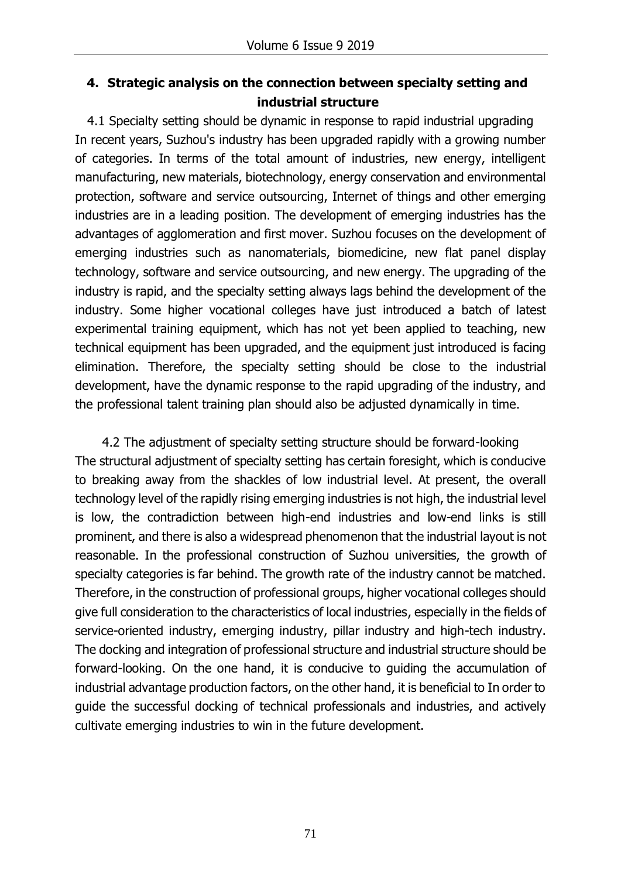## 4. Strategic analysis on the connection between specialty setting and industrial structure

### 4.1 Specialty setting should be dynamic in response to rapid industrial upgrading

In recent years, Suzhou's industry has been upgraded rapidly with a growing number of categories. In terms of the total amount of industries, new energy, intelligent manufacturing, new materials, biotechnology, energy conservation and environmental protection, software and service outsourcing, Internet of things and other emerging industries are in a leading position. The development of emerging industries has the advantages of agglomeration and first mover. Suzhou focuses on the development of emerging industries such as nanomaterials, biomedicine, new flat panel display technology, software and service outsourcing, and new energy. The upgrading of the industry is rapid, and the specialty setting always lags behind the development of the industry. Some higher vocational colleges have just introduced a batch of latest experimental training equipment, which has not yet been applied to teaching, new technical equipment has been upgraded, and the equipment just introduced is facing elimination. Therefore, the specialty setting should be close to the industrial development, have the dynamic response to the rapid upgrading of the industry, and the professional talent training plan should also be adjusted dynamically in time.

### 4.2 The adjustment of specialty setting structure should be forward-looking

The structural adjustment of specialty setting has certain foresight, which is conducive to breaking away from the shackles of low industrial level. At present, the overall technology level of the rapidly rising emerging industries is not high, the industrial level is low, the contradiction between high-end industries and low-end links is still prominent, and there is also a widespread phenomenon that the industrial layout is not reasonable. In the professional construction of Suzhou universities, the growth of specialty categories is far behind. The growth rate of the industry cannot be matched. Therefore, in the construction of professional groups, higher vocational colleges should give full consideration to the characteristics of local industries, especially in the fields of service-oriented industry, emerging industry, pillar industry and high-tech industry. The docking and integration of professional structure and industrial structure should be forward-looking. On the one hand, it is conducive to guiding the accumulation of industrial advantage production factors, on the other hand, it is beneficial to In order to guide the successful docking of technical professionals and industries, and actively cultivate emerging industries to win in the future development.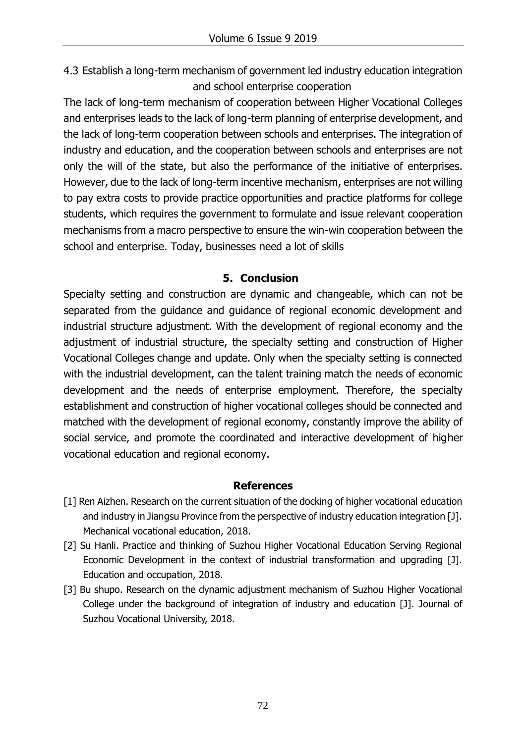### 4.3 Establish a long-term mechanism of government led industry education integration and school enterprise cooperation

The lack of long-term mechanism of cooperation between Higher Vocational Colleges and enterprises leads to the lack of long-term planning of enterprise development, and the lack of long-term cooperation between schools and enterprises. The integration of industry and education, and the cooperation between schools and enterprises are not only the will of the state, but also the performance of the initiative of enterprises. However, due to the lack of long-term incentive mechanism, enterprises are not willing to pay extra costs to provide practice opportunities and practice platforms for college students, which requires the government to formulate and issue relevant cooperation mechanisms from a macro perspective to ensure the win-win cooperation between the school and enterprise. Today, businesses need a lot of skills

## 5. Conclusion

Specialty setting and construction are dynamic and changeable, which can not be separated from the guidance and guidance of regional economic development and industrial structure adjustment. With the development of regional economy and the adjustment of industrial structure, the specialty setting and construction of Higher Vocational Colleges change and update. Only when the specialty setting is connected with the industrial development, can the talent training match the needs of economic development and the needs of enterprise employment. Therefore, the specialty establishment and construction of higher vocational colleges should be connected and matched with the development of regional economy, constantly improve the ability of social service, and promote the coordinated and interactive development of higher vocational education and regional economy.

## References

[1] Ren Aizhen. Research on the current situation of the docking of higher vocational education and industry in Jiangsu Province from the perspective of industry education integration [J]. Mechanical vocational education, 2018.

[2] Su Hanli. Practice and thinking of Suzhou Higher Vocational Education Serving Regional Economic Development in the context of industrial transformation and upgrading [J]. Education and occupation, 2018.

[3] Bu shupo. Research on the dynamic adjustment mechanism of Suzhou Higher Vocational College under the background of integration of industry and education [J]. Journal of Suzhou Vocational University, 2018.